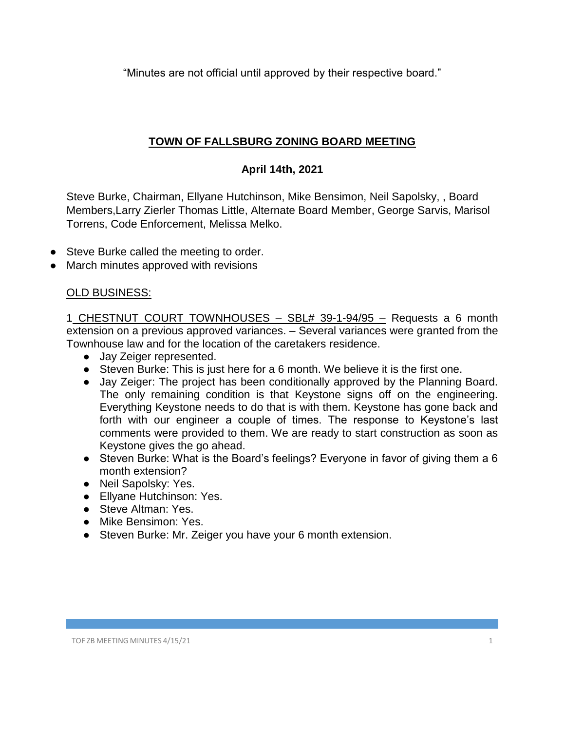"Minutes are not official until approved by their respective board."

# **TOWN OF FALLSBURG ZONING BOARD MEETING**

## **April 14th, 2021**

Steve Burke, Chairman, Ellyane Hutchinson, Mike Bensimon, Neil Sapolsky, , Board Members,Larry Zierler Thomas Little, Alternate Board Member, George Sarvis, Marisol Torrens, Code Enforcement, Melissa Melko.

- Steve Burke called the meeting to order.
- March minutes approved with revisions

OLD BUSINESS:

1 CHESTNUT COURT TOWNHOUSES – SBL# 39-1-94/95 – Requests a 6 month extension on a previous approved variances. – Several variances were granted from the Townhouse law and for the location of the caretakers residence.

- Jay Zeiger represented.
- Steven Burke: This is just here for a 6 month. We believe it is the first one.
- Jay Zeiger: The project has been conditionally approved by the Planning Board. The only remaining condition is that Keystone signs off on the engineering. Everything Keystone needs to do that is with them. Keystone has gone back and forth with our engineer a couple of times. The response to Keystone's last comments were provided to them. We are ready to start construction as soon as Keystone gives the go ahead.
- Steven Burke: What is the Board's feelings? Everyone in favor of giving them a 6 month extension?
- Neil Sapolsky: Yes.
- Ellyane Hutchinson: Yes.
- Steve Altman: Yes.
- Mike Bensimon: Yes.
- Steven Burke: Mr. Zeiger you have your 6 month extension.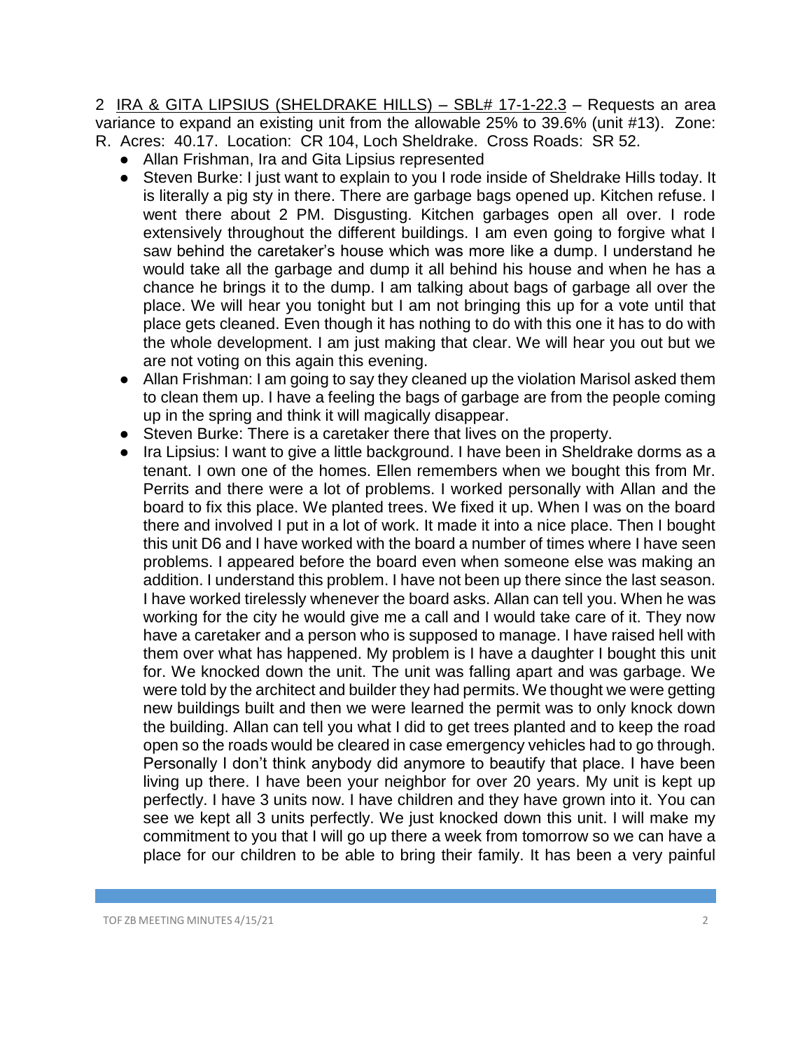2 <u>IRA & GITA LIPSIUS (SHELDRAKE HILLS) – SBL# 17-1-22.3</u> – Requests an area variance to expand an existing unit from the allowable 25% to 39.6% (unit #13). Zone: R. Acres: 40.17. Location: CR 104, Loch Sheldrake. Cross Roads: SR 52.

- Allan Frishman, Ira and Gita Lipsius represented
- Steven Burke: I just want to explain to you I rode inside of Sheldrake Hills today. It is literally a pig sty in there. There are garbage bags opened up. Kitchen refuse. I went there about 2 PM. Disgusting. Kitchen garbages open all over. I rode extensively throughout the different buildings. I am even going to forgive what I saw behind the caretaker's house which was more like a dump. I understand he would take all the garbage and dump it all behind his house and when he has a chance he brings it to the dump. I am talking about bags of garbage all over the place. We will hear you tonight but I am not bringing this up for a vote until that place gets cleaned. Even though it has nothing to do with this one it has to do with the whole development. I am just making that clear. We will hear you out but we are not voting on this again this evening.
- Allan Frishman: I am going to say they cleaned up the violation Marisol asked them to clean them up. I have a feeling the bags of garbage are from the people coming up in the spring and think it will magically disappear.
- Steven Burke: There is a caretaker there that lives on the property.
- Ira Lipsius: I want to give a little background. I have been in Sheldrake dorms as a tenant. I own one of the homes. Ellen remembers when we bought this from Mr. Perrits and there were a lot of problems. I worked personally with Allan and the board to fix this place. We planted trees. We fixed it up. When I was on the board there and involved I put in a lot of work. It made it into a nice place. Then I bought this unit D6 and I have worked with the board a number of times where I have seen problems. I appeared before the board even when someone else was making an addition. I understand this problem. I have not been up there since the last season. I have worked tirelessly whenever the board asks. Allan can tell you. When he was working for the city he would give me a call and I would take care of it. They now have a caretaker and a person who is supposed to manage. I have raised hell with them over what has happened. My problem is I have a daughter I bought this unit for. We knocked down the unit. The unit was falling apart and was garbage. We were told by the architect and builder they had permits. We thought we were getting new buildings built and then we were learned the permit was to only knock down the building. Allan can tell you what I did to get trees planted and to keep the road open so the roads would be cleared in case emergency vehicles had to go through. Personally I don't think anybody did anymore to beautify that place. I have been living up there. I have been your neighbor for over 20 years. My unit is kept up perfectly. I have 3 units now. I have children and they have grown into it. You can see we kept all 3 units perfectly. We just knocked down this unit. I will make my commitment to you that I will go up there a week from tomorrow so we can have a place for our children to be able to bring their family. It has been a very painful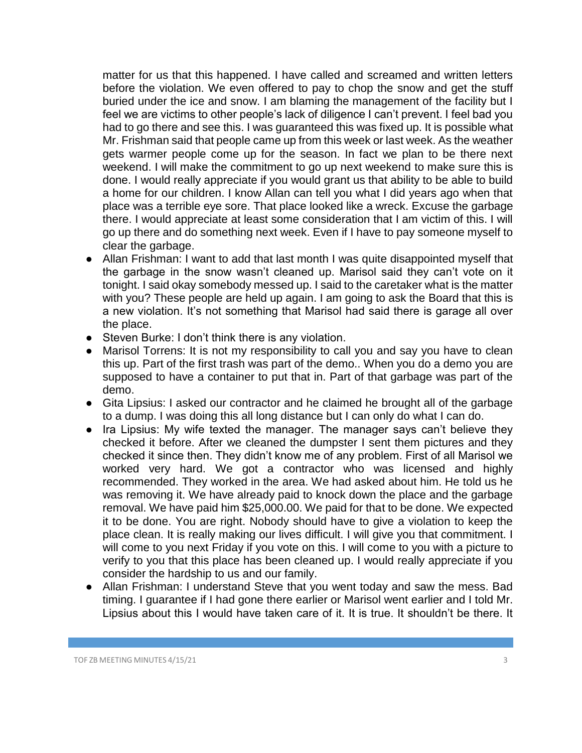matter for us that this happened. I have called and screamed and written letters before the violation. We even offered to pay to chop the snow and get the stuff buried under the ice and snow. I am blaming the management of the facility but I feel we are victims to other people's lack of diligence I can't prevent. I feel bad you had to go there and see this. I was guaranteed this was fixed up. It is possible what Mr. Frishman said that people came up from this week or last week. As the weather gets warmer people come up for the season. In fact we plan to be there next weekend. I will make the commitment to go up next weekend to make sure this is done. I would really appreciate if you would grant us that ability to be able to build a home for our children. I know Allan can tell you what I did years ago when that place was a terrible eye sore. That place looked like a wreck. Excuse the garbage there. I would appreciate at least some consideration that I am victim of this. I will go up there and do something next week. Even if I have to pay someone myself to clear the garbage.

- Allan Frishman: I want to add that last month I was quite disappointed myself that the garbage in the snow wasn't cleaned up. Marisol said they can't vote on it tonight. I said okay somebody messed up. I said to the caretaker what is the matter with you? These people are held up again. I am going to ask the Board that this is a new violation. It's not something that Marisol had said there is garage all over the place.
- Steven Burke: I don't think there is any violation.
- Marisol Torrens: It is not my responsibility to call you and say you have to clean this up. Part of the first trash was part of the demo.. When you do a demo you are supposed to have a container to put that in. Part of that garbage was part of the demo.
- Gita Lipsius: I asked our contractor and he claimed he brought all of the garbage to a dump. I was doing this all long distance but I can only do what I can do.
- Ira Lipsius: My wife texted the manager. The manager says can't believe they checked it before. After we cleaned the dumpster I sent them pictures and they checked it since then. They didn't know me of any problem. First of all Marisol we worked very hard. We got a contractor who was licensed and highly recommended. They worked in the area. We had asked about him. He told us he was removing it. We have already paid to knock down the place and the garbage removal. We have paid him $25,000.00. We paid for that to be done. We expected it to be done. You are right. Nobody should have to give a violation to keep the place clean. It is really making our lives difficult. I will give you that commitment. I will come to you next Friday if you vote on this. I will come to you with a picture to verify to you that this place has been cleaned up. I would really appreciate if you consider the hardship to us and our family.
- Allan Frishman: I understand Steve that you went today and saw the mess. Bad timing. I guarantee if I had gone there earlier or Marisol went earlier and I told Mr. Lipsius about this I would have taken care of it. It is true. It shouldn't be there. It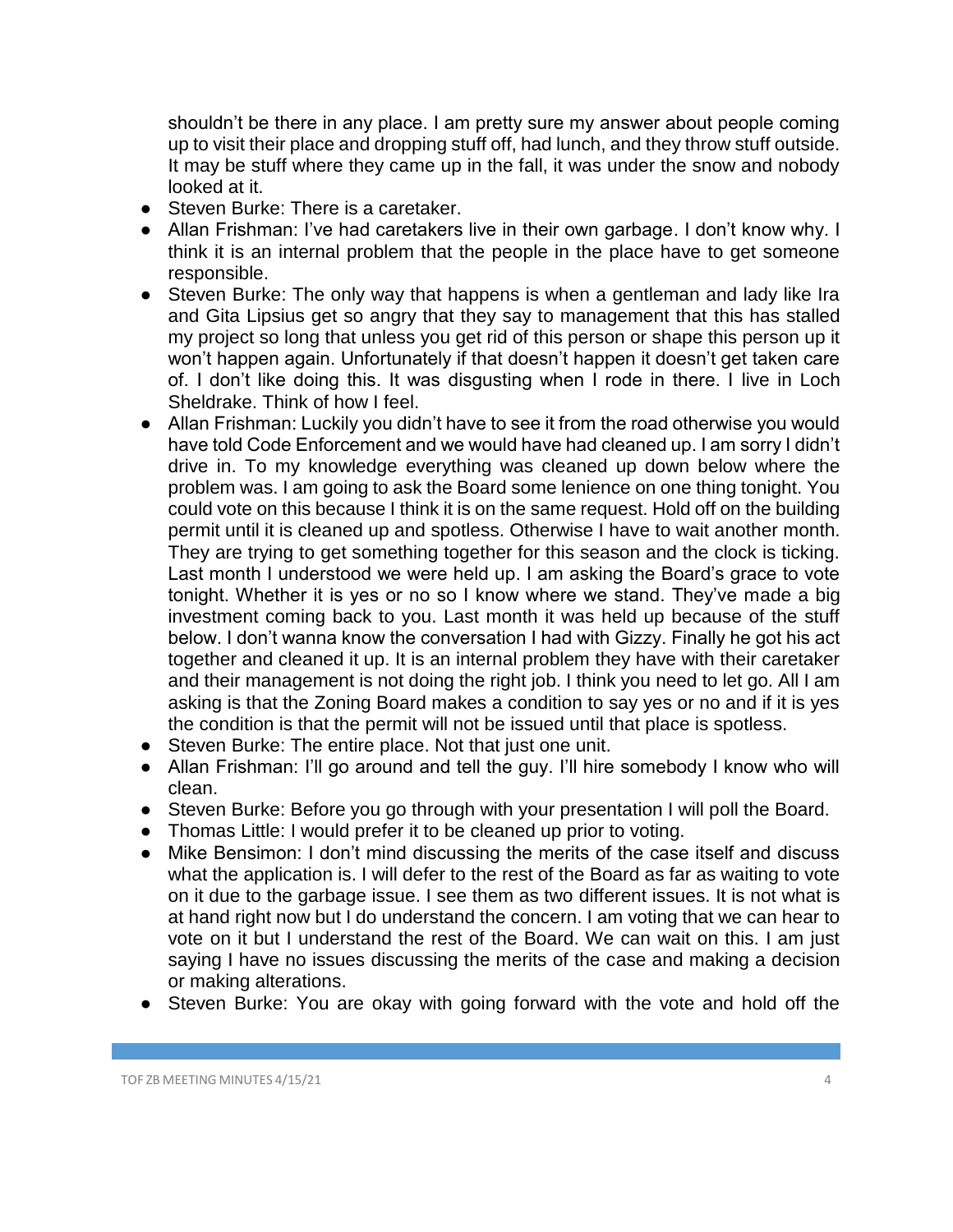shouldn't be there in any place. I am pretty sure my answer about people coming up to visit their place and dropping stuff off, had lunch, and they throw stuff outside. It may be stuff where they came up in the fall, it was under the snow and nobody looked at it.

- Steven Burke: There is a caretaker.
- Allan Frishman: I've had caretakers live in their own garbage. I don't know why. I think it is an internal problem that the people in the place have to get someone responsible.
- Steven Burke: The only way that happens is when a gentleman and lady like Ira and Gita Lipsius get so angry that they say to management that this has stalled my project so long that unless you get rid of this person or shape this person up it won't happen again. Unfortunately if that doesn't happen it doesn't get taken care of. I don't like doing this. It was disgusting when I rode in there. I live in Loch Sheldrake. Think of how I feel.
- Allan Frishman: Luckily you didn't have to see it from the road otherwise you would have told Code Enforcement and we would have had cleaned up. I am sorry I didn't drive in. To my knowledge everything was cleaned up down below where the problem was. I am going to ask the Board some lenience on one thing tonight. You could vote on this because I think it is on the same request. Hold off on the building permit until it is cleaned up and spotless. Otherwise I have to wait another month. They are trying to get something together for this season and the clock is ticking. Last month I understood we were held up. I am asking the Board's grace to vote tonight. Whether it is yes or no so I know where we stand. They've made a big investment coming back to you. Last month it was held up because of the stuff below. I don't wanna know the conversation I had with Gizzy. Finally he got his act together and cleaned it up. It is an internal problem they have with their caretaker and their management is not doing the right job. I think you need to let go. All I am asking is that the Zoning Board makes a condition to say yes or no and if it is yes the condition is that the permit will not be issued until that place is spotless.
- Steven Burke: The entire place. Not that just one unit.
- Allan Frishman: I'll go around and tell the guy. I'll hire somebody I know who will clean.
- Steven Burke: Before you go through with your presentation I will poll the Board.
- Thomas Little: I would prefer it to be cleaned up prior to voting.
- Mike Bensimon: I don't mind discussing the merits of the case itself and discuss what the application is. I will defer to the rest of the Board as far as waiting to vote on it due to the garbage issue. I see them as two different issues. It is not what is at hand right now but I do understand the concern. I am voting that we can hear to vote on it but I understand the rest of the Board. We can wait on this. I am just saying I have no issues discussing the merits of the case and making a decision or making alterations.
- Steven Burke: You are okay with going forward with the vote and hold off the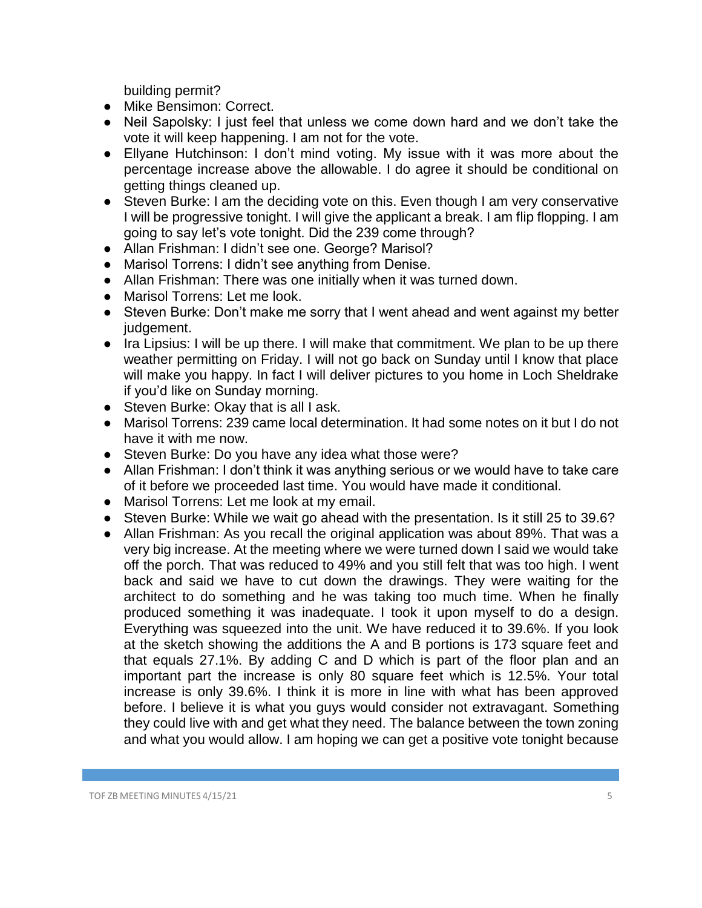building permit?

- Mike Bensimon: Correct.
- Neil Sapolsky: I just feel that unless we come down hard and we don't take the vote it will keep happening. I am not for the vote.
- Ellyane Hutchinson: I don't mind voting. My issue with it was more about the percentage increase above the allowable. I do agree it should be conditional on getting things cleaned up.
- Steven Burke: I am the deciding vote on this. Even though I am very conservative I will be progressive tonight. I will give the applicant a break. I am flip flopping. I am going to say let's vote tonight. Did the 239 come through?
- Allan Frishman: I didn't see one. George? Marisol?
- Marisol Torrens: I didn't see anything from Denise.
- Allan Frishman: There was one initially when it was turned down.
- Marisol Torrens: Let me look.
- Steven Burke: Don't make me sorry that I went ahead and went against my better judgement.
- Ira Lipsius: I will be up there. I will make that commitment. We plan to be up there weather permitting on Friday. I will not go back on Sunday until I know that place will make you happy. In fact I will deliver pictures to you home in Loch Sheldrake if you'd like on Sunday morning.
- Steven Burke: Okay that is all I ask.
- Marisol Torrens: 239 came local determination. It had some notes on it but I do not have it with me now.
- Steven Burke: Do you have any idea what those were?
- Allan Frishman: I don't think it was anything serious or we would have to take care of it before we proceeded last time. You would have made it conditional.
- Marisol Torrens: Let me look at my email.
- Steven Burke: While we wait go ahead with the presentation. Is it still 25 to 39.6?
- Allan Frishman: As you recall the original application was about 89%. That was a very big increase. At the meeting where we were turned down I said we would take off the porch. That was reduced to 49% and you still felt that was too high. I went back and said we have to cut down the drawings. They were waiting for the architect to do something and he was taking too much time. When he finally produced something it was inadequate. I took it upon myself to do a design. Everything was squeezed into the unit. We have reduced it to 39.6%. If you look at the sketch showing the additions the A and B portions is 173 square feet and that equals 27.1%. By adding C and D which is part of the floor plan and an important part the increase is only 80 square feet which is 12.5%. Your total increase is only 39.6%. I think it is more in line with what has been approved before. I believe it is what you guys would consider not extravagant. Something they could live with and get what they need. The balance between the town zoning and what you would allow. I am hoping we can get a positive vote tonight because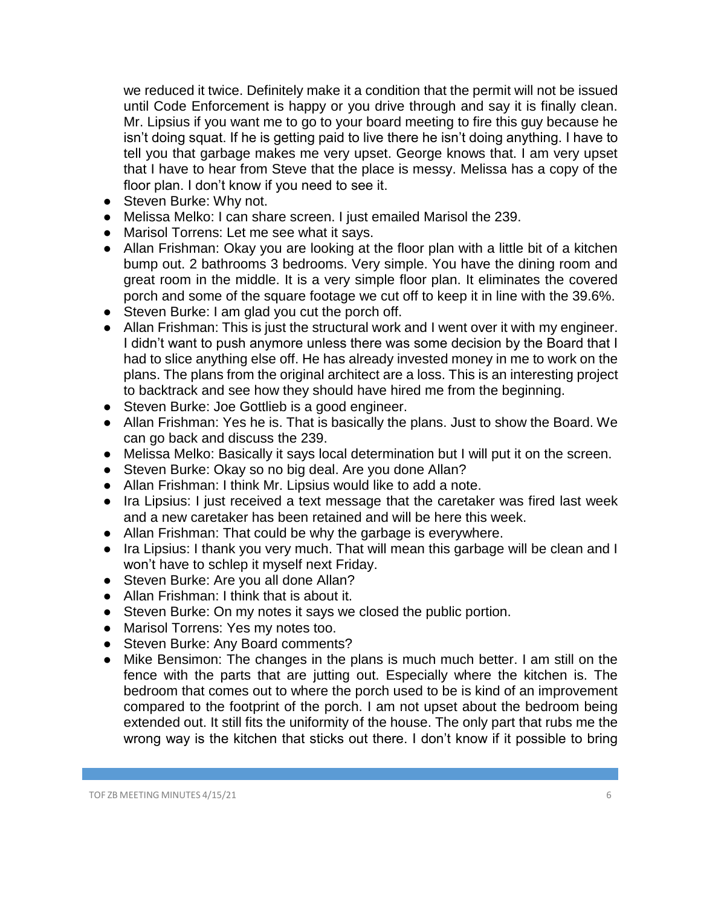we reduced it twice. Definitely make it a condition that the permit will not be issued until Code Enforcement is happy or you drive through and say it is finally clean. Mr. Lipsius if you want me to go to your board meeting to fire this guy because he isn't doing squat. If he is getting paid to live there he isn't doing anything. I have to tell you that garbage makes me very upset. George knows that. I am very upset that I have to hear from Steve that the place is messy. Melissa has a copy of the floor plan. I don't know if you need to see it.

- Steven Burke: Why not.
- Melissa Melko: I can share screen. I just emailed Marisol the 239.
- Marisol Torrens: Let me see what it says.
- Allan Frishman: Okay you are looking at the floor plan with a little bit of a kitchen bump out. 2 bathrooms 3 bedrooms. Very simple. You have the dining room and great room in the middle. It is a very simple floor plan. It eliminates the covered porch and some of the square footage we cut off to keep it in line with the 39.6%.
- Steven Burke: I am glad you cut the porch off.
- Allan Frishman: This is just the structural work and I went over it with my engineer. I didn't want to push anymore unless there was some decision by the Board that I had to slice anything else off. He has already invested money in me to work on the plans. The plans from the original architect are a loss. This is an interesting project to backtrack and see how they should have hired me from the beginning.
- Steven Burke: Joe Gottlieb is a good engineer.
- Allan Frishman: Yes he is. That is basically the plans. Just to show the Board. We can go back and discuss the 239.
- Melissa Melko: Basically it says local determination but I will put it on the screen.
- Steven Burke: Okay so no big deal. Are you done Allan?
- Allan Frishman: I think Mr. Lipsius would like to add a note.
- Ira Lipsius: I just received a text message that the caretaker was fired last week and a new caretaker has been retained and will be here this week.
- Allan Frishman: That could be why the garbage is everywhere.
- Ira Lipsius: I thank you very much. That will mean this garbage will be clean and I won't have to schlep it myself next Friday.
- Steven Burke: Are you all done Allan?
- Allan Frishman: I think that is about it.
- Steven Burke: On my notes it says we closed the public portion.
- Marisol Torrens: Yes my notes too.
- Steven Burke: Any Board comments?
- Mike Bensimon: The changes in the plans is much much better. I am still on the fence with the parts that are jutting out. Especially where the kitchen is. The bedroom that comes out to where the porch used to be is kind of an improvement compared to the footprint of the porch. I am not upset about the bedroom being extended out. It still fits the uniformity of the house. The only part that rubs me the wrong way is the kitchen that sticks out there. I don't know if it possible to bring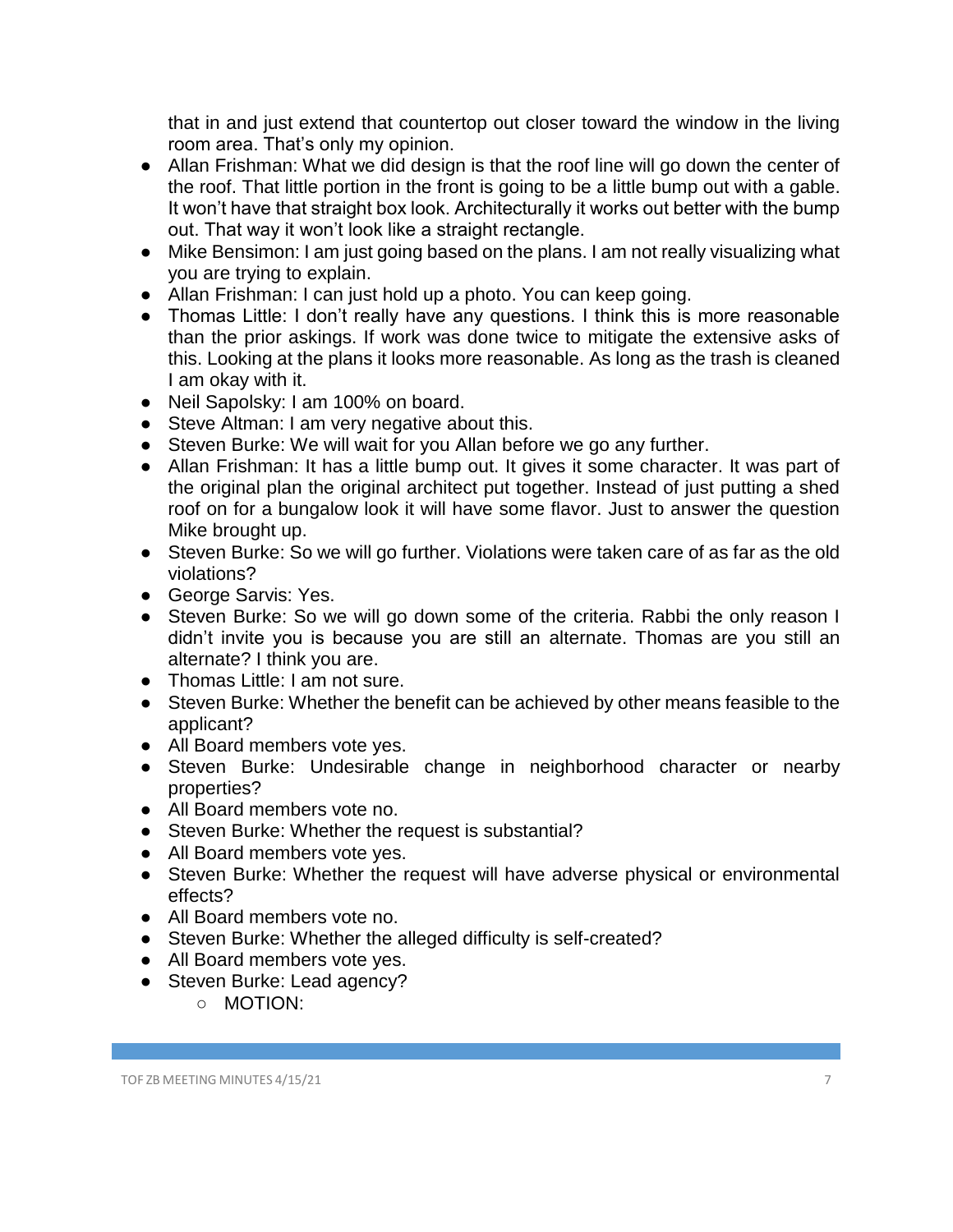that in and just extend that countertop out closer toward the window in the living room area. That's only my opinion.

- Allan Frishman: What we did design is that the roof line will go down the center of the roof. That little portion in the front is going to be a little bump out with a gable. It won't have that straight box look. Architecturally it works out better with the bump out. That way it won't look like a straight rectangle.
- Mike Bensimon: I am just going based on the plans. I am not really visualizing what you are trying to explain.
- Allan Frishman: I can just hold up a photo. You can keep going.
- Thomas Little: I don't really have any questions. I think this is more reasonable than the prior askings. If work was done twice to mitigate the extensive asks of this. Looking at the plans it looks more reasonable. As long as the trash is cleaned I am okay with it.
- Neil Sapolsky: I am 100% on board.
- Steve Altman: I am very negative about this.
- Steven Burke: We will wait for you Allan before we go any further.
- Allan Frishman: It has a little bump out. It gives it some character. It was part of the original plan the original architect put together. Instead of just putting a shed roof on for a bungalow look it will have some flavor. Just to answer the question Mike brought up.
- Steven Burke: So we will go further. Violations were taken care of as far as the old violations?
- George Sarvis: Yes.
- Steven Burke: So we will go down some of the criteria. Rabbi the only reason I didn't invite you is because you are still an alternate. Thomas are you still an alternate? I think you are.
- Thomas Little: I am not sure.
- Steven Burke: Whether the benefit can be achieved by other means feasible to the applicant?
- All Board members vote yes.
- Steven Burke: Undesirable change in neighborhood character or nearby properties?
- All Board members vote no.
- Steven Burke: Whether the request is substantial?
- All Board members vote yes.
- Steven Burke: Whether the request will have adverse physical or environmental effects?
- All Board members vote no.
- Steven Burke: Whether the alleged difficulty is self-created?
- All Board members vote yes.
- Steven Burke: Lead agency?
    - MOTION: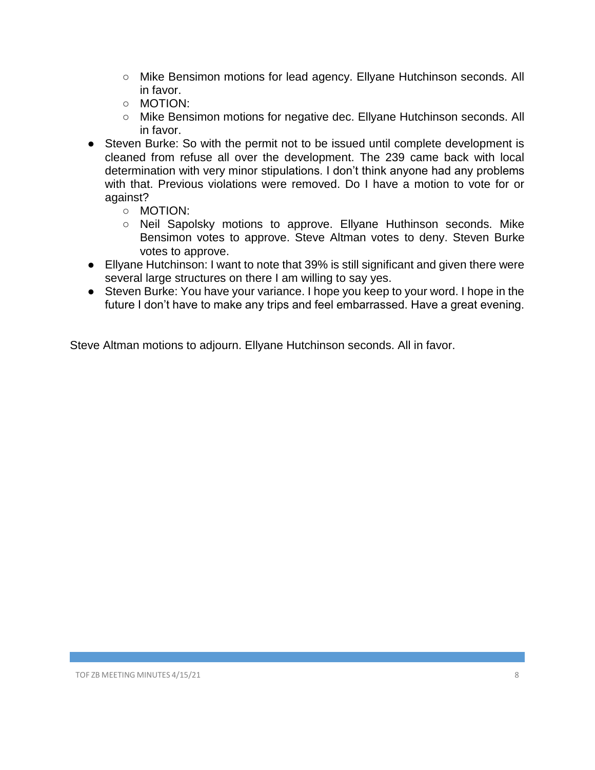- Mike Bensimon motions for lead agency. Ellyane Hutchinson seconds. All in favor.
    - MOTION:
    - Mike Bensimon motions for negative dec. Ellyane Hutchinson seconds. All in favor.
- Steven Burke: So with the permit not to be issued until complete development is cleaned from refuse all over the development. The 239 came back with local determination with very minor stipulations. I don't think anyone had any problems with that. Previous violations were removed. Do I have a motion to vote for or against?
    - MOTION:
    - Neil Sapolsky motions to approve. Ellyane Huthinson seconds. Mike Bensimon votes to approve. Steve Altman votes to deny. Steven Burke votes to approve.
- Ellyane Hutchinson: I want to note that 39% is still significant and given there were several large structures on there I am willing to say yes.
- Steven Burke: You have your variance. I hope you keep to your word. I hope in the future I don't have to make any trips and feel embarrassed. Have a great evening.

Steve Altman motions to adjourn. Ellyane Hutchinson seconds. All in favor.